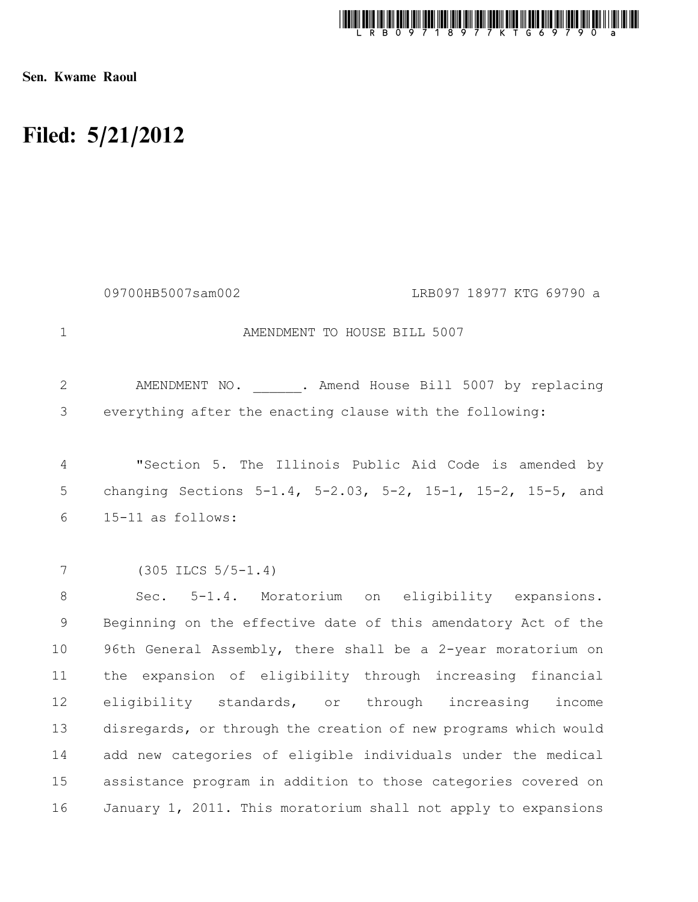Sen. Kwame Raoul

# Filed: 5/21/2012

09700HB5007sam002 LRB097 18977 KTG 69790 a

AMENDMENT TO HOUSE BILL 5007

AMENDMENT NO. ______. Amend House Bill 5007 by replacing everything after the enacting clause with the following:

"Section 5. The Illinois Public Aid Code is amended by changing Sections 5-1.4, 5-2.03, 5-2, 15-1, 15-2, 15-5, and 15-11 as follows:

(305 ILCS 5/5-1.4)

Sec. 5-1.4. Moratorium on eligibility expansions. Beginning on the effective date of this amendatory Act of the 96th General Assembly, there shall be a 2-year moratorium on the expansion of eligibility through increasing financial eligibility standards, or through increasing income disregards, or through the creation of new programs which would add new categories of eligible individuals under the medical assistance program in addition to those categories covered on January 1, 2011. This moratorium shall not apply to expansions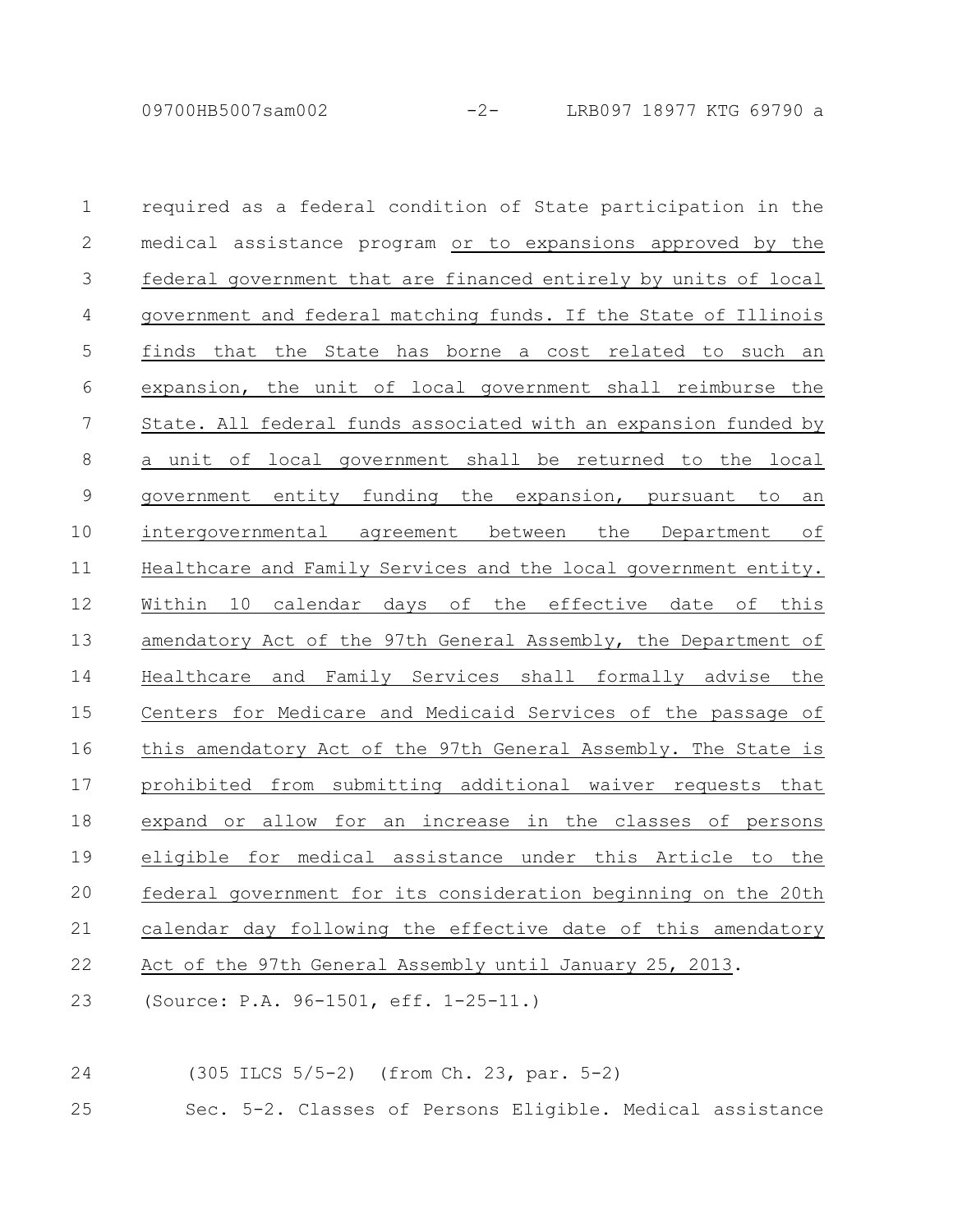required as a federal condition of State participation in the medical assistance program or to expansions approved by the federal government that are financed entirely by units of local government and federal matching funds. If the State of Illinois finds that the State has borne a cost related to such an expansion, the unit of local government shall reimburse the State. All federal funds associated with an expansion funded by a unit of local government shall be returned to the local government entity funding the expansion, pursuant to an intergovernmental agreement between the Department of Healthcare and Family Services and the local government entity. Within 10 calendar days of the effective date of this amendatory Act of the 97th General Assembly, the Department of Healthcare and Family Services shall formally advise the Centers for Medicare and Medicaid Services of the passage of this amendatory Act of the 97th General Assembly. The State is prohibited from submitting additional waiver requests that expand or allow for an increase in the classes of persons eligible for medical assistance under this Article to the federal government for its consideration beginning on the 20th calendar day following the effective date of this amendatory Act of the 97th General Assembly until January 25, 2013.

(Source: P.A. 96-1501, eff. 1-25-11.)

(305 ILCS 5/5-2) (from Ch. 23, par. 5-2)

Sec. 5-2. Classes of Persons Eligible. Medical assistance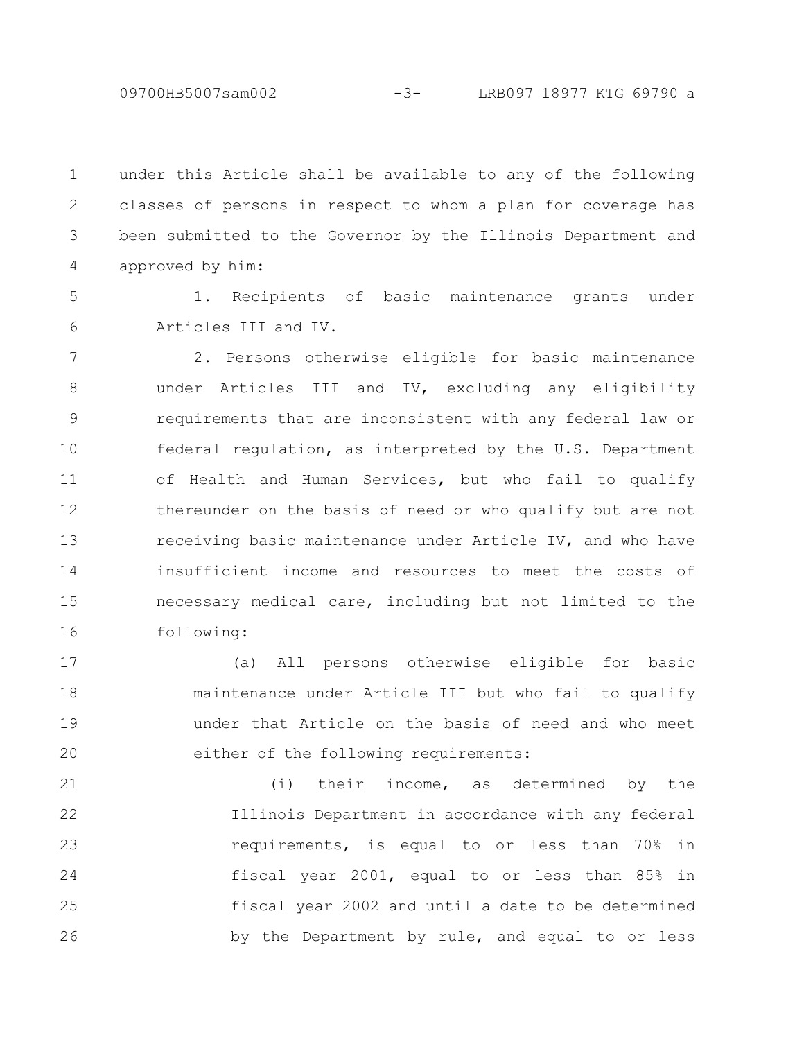under this Article shall be available to any of the following classes of persons in respect to whom a plan for coverage has been submitted to the Governor by the Illinois Department and approved by him:

1. Recipients of basic maintenance grants under Articles III and IV.

2. Persons otherwise eligible for basic maintenance under Articles III and IV, excluding any eligibility requirements that are inconsistent with any federal law or federal regulation, as interpreted by the U.S. Department of Health and Human Services, but who fail to qualify thereunder on the basis of need or who qualify but are not receiving basic maintenance under Article IV, and who have insufficient income and resources to meet the costs of necessary medical care, including but not limited to the following:

(a) All persons otherwise eligible for basic maintenance under Article III but who fail to qualify under that Article on the basis of need and who meet either of the following requirements:

(i) their income, as determined by the Illinois Department in accordance with any federal requirements, is equal to or less than 70% in fiscal year 2001, equal to or less than 85% in fiscal year 2002 and until a date to be determined by the Department by rule, and equal to or less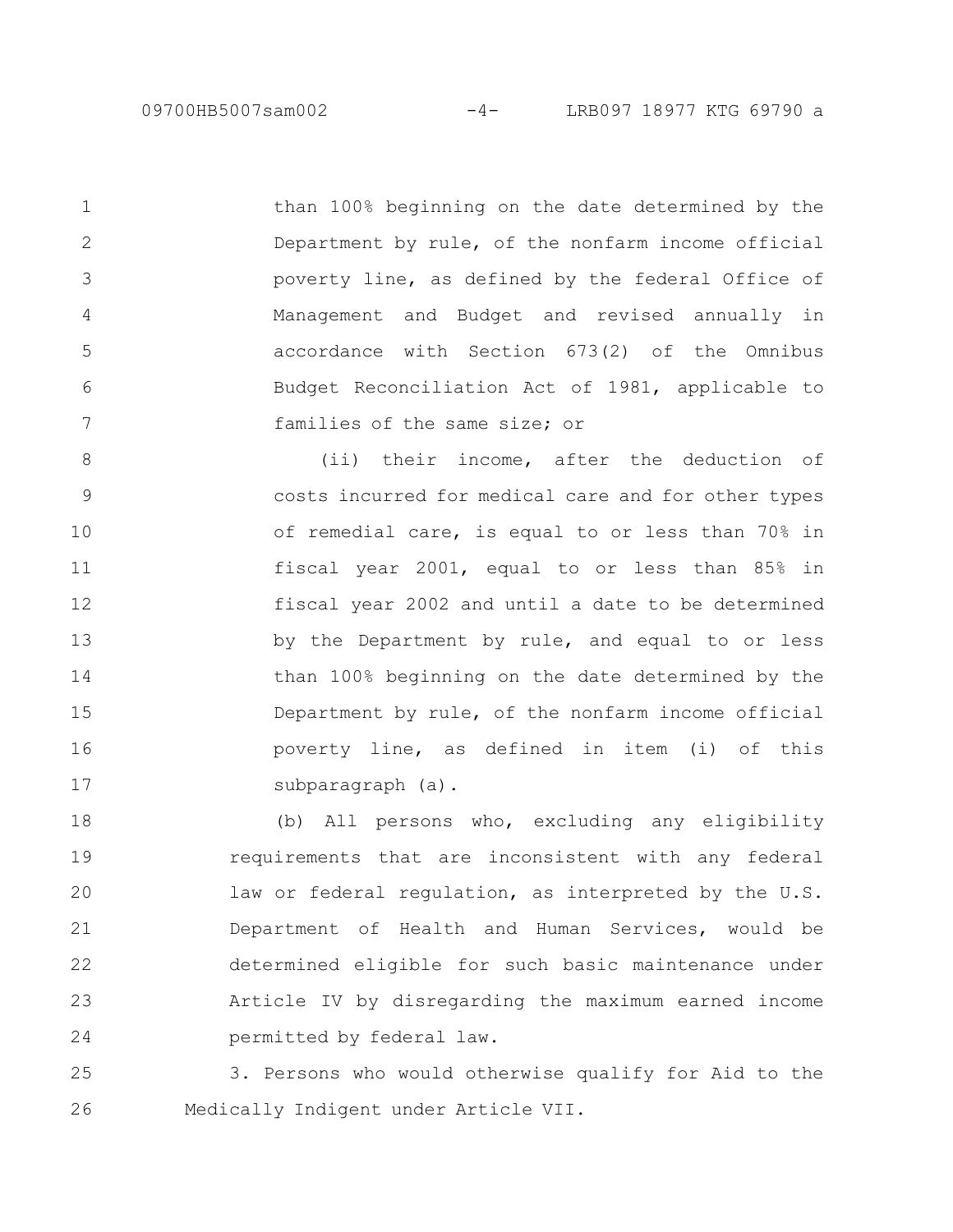than 100% beginning on the date determined by the Department by rule, of the nonfarm income official poverty line, as defined by the federal Office of Management and Budget and revised annually in accordance with Section 673(2) of the Omnibus Budget Reconciliation Act of 1981, applicable to families of the same size; or

(ii) their income, after the deduction of costs incurred for medical care and for other types of remedial care, is equal to or less than 70% in fiscal year 2001, equal to or less than 85% in fiscal year 2002 and until a date to be determined by the Department by rule, and equal to or less than 100% beginning on the date determined by the Department by rule, of the nonfarm income official poverty line, as defined in item (i) of this subparagraph (a).

(b) All persons who, excluding any eligibility requirements that are inconsistent with any federal law or federal regulation, as interpreted by the U.S. Department of Health and Human Services, would be determined eligible for such basic maintenance under Article IV by disregarding the maximum earned income permitted by federal law.

3. Persons who would otherwise qualify for Aid to the Medically Indigent under Article VII.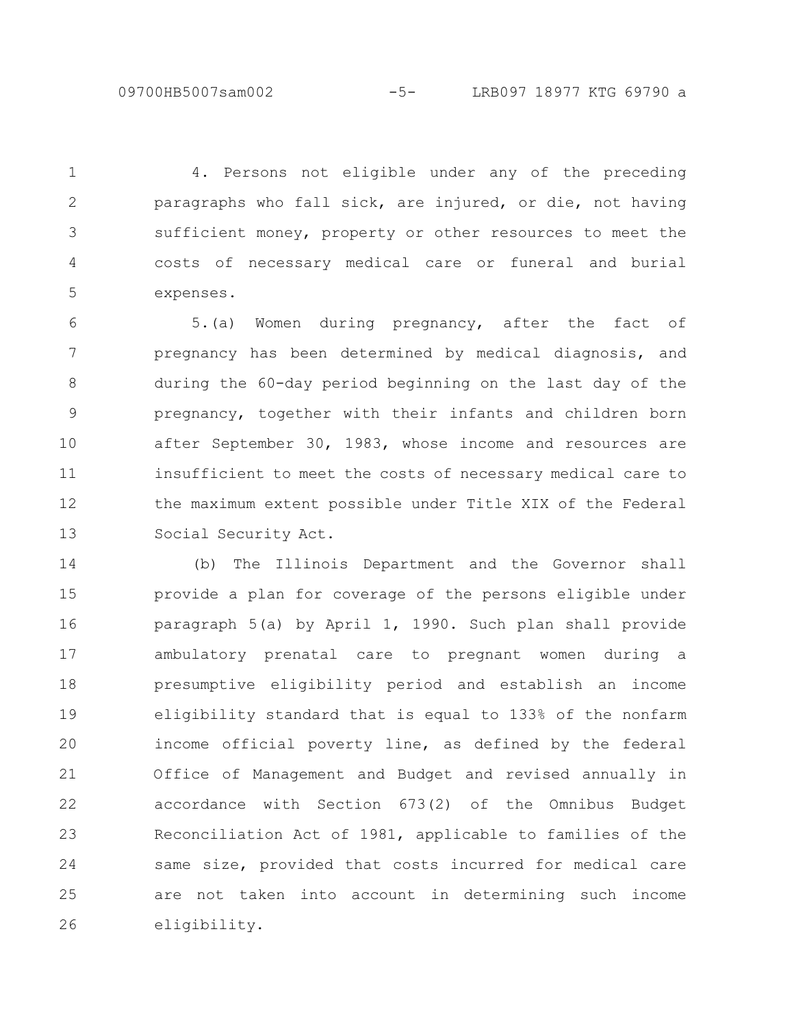4. Persons not eligible under any of the preceding paragraphs who fall sick, are injured, or die, not having sufficient money, property or other resources to meet the costs of necessary medical care or funeral and burial expenses.

5.(a) Women during pregnancy, after the fact of pregnancy has been determined by medical diagnosis, and during the 60-day period beginning on the last day of the pregnancy, together with their infants and children born after September 30, 1983, whose income and resources are insufficient to meet the costs of necessary medical care to the maximum extent possible under Title XIX of the Federal Social Security Act.

(b) The Illinois Department and the Governor shall provide a plan for coverage of the persons eligible under paragraph 5(a) by April 1, 1990. Such plan shall provide ambulatory prenatal care to pregnant women during a presumptive eligibility period and establish an income eligibility standard that is equal to 133% of the nonfarm income official poverty line, as defined by the federal Office of Management and Budget and revised annually in accordance with Section 673(2) of the Omnibus Budget Reconciliation Act of 1981, applicable to families of the same size, provided that costs incurred for medical care are not taken into account in determining such income eligibility.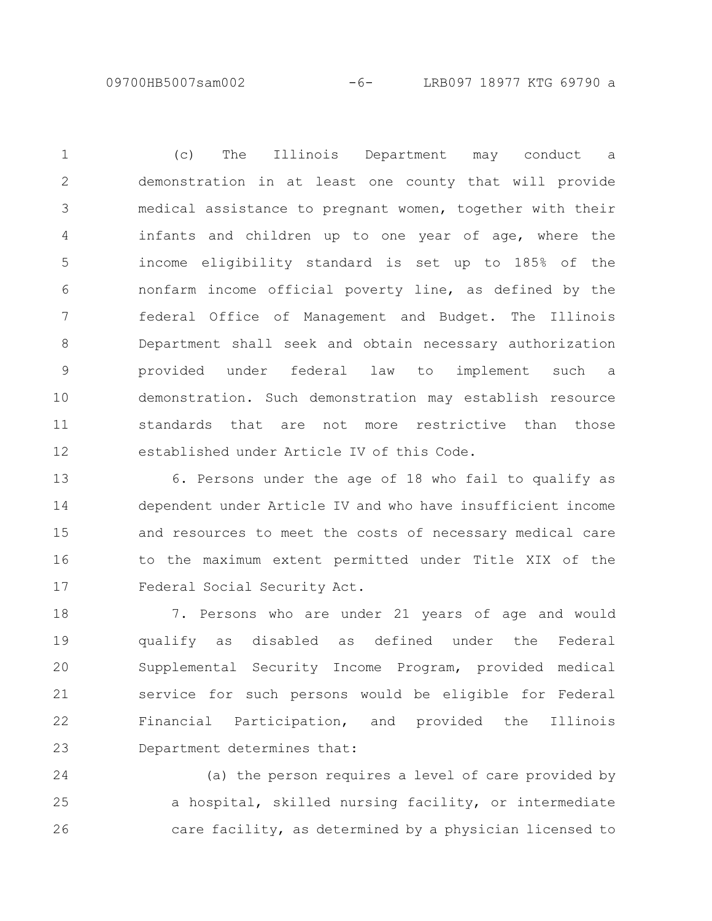(c) The Illinois Department may conduct a demonstration in at least one county that will provide medical assistance to pregnant women, together with their infants and children up to one year of age, where the income eligibility standard is set up to 185% of the nonfarm income official poverty line, as defined by the federal Office of Management and Budget. The Illinois Department shall seek and obtain necessary authorization provided under federal law to implement such a demonstration. Such demonstration may establish resource standards that are not more restrictive than those established under Article IV of this Code.

6. Persons under the age of 18 who fail to qualify as dependent under Article IV and who have insufficient income and resources to meet the costs of necessary medical care to the maximum extent permitted under Title XIX of the Federal Social Security Act.

7. Persons who are under 21 years of age and would qualify as disabled as defined under the Federal Supplemental Security Income Program, provided medical service for such persons would be eligible for Federal Financial Participation, and provided the Illinois Department determines that:

(a) the person requires a level of care provided by a hospital, skilled nursing facility, or intermediate care facility, as determined by a physician licensed to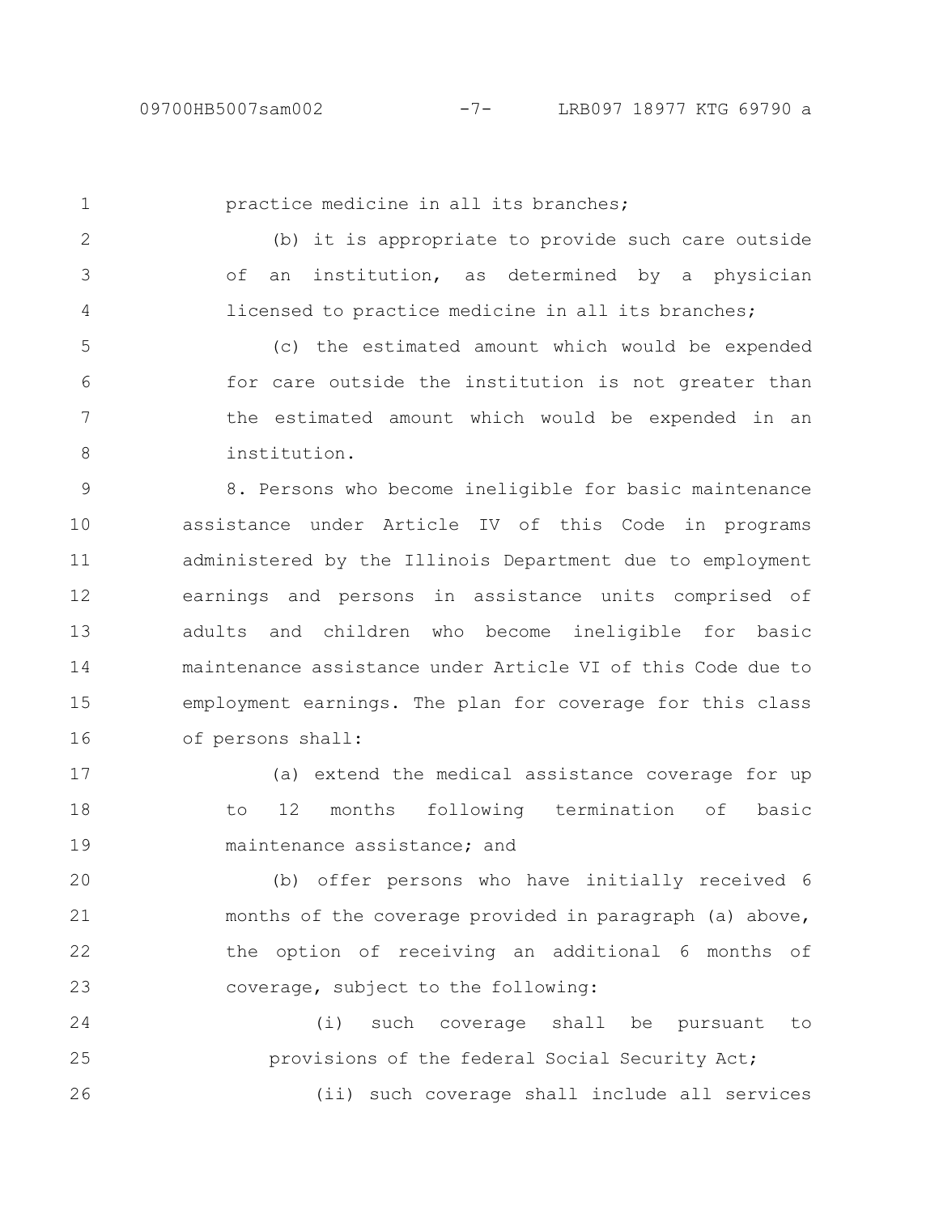practice medicine in all its branches;

(b) it is appropriate to provide such care outside of an institution, as determined by a physician licensed to practice medicine in all its branches;

(c) the estimated amount which would be expended for care outside the institution is not greater than the estimated amount which would be expended in an institution.

8. Persons who become ineligible for basic maintenance assistance under Article IV of this Code in programs administered by the Illinois Department due to employment earnings and persons in assistance units comprised of adults and children who become ineligible for basic maintenance assistance under Article VI of this Code due to employment earnings. The plan for coverage for this class of persons shall:

(a) extend the medical assistance coverage for up to 12 months following termination of basic maintenance assistance; and

(b) offer persons who have initially received 6 months of the coverage provided in paragraph (a) above, the option of receiving an additional 6 months of coverage, subject to the following:

(i) such coverage shall be pursuant to provisions of the federal Social Security Act;

(ii) such coverage shall include all services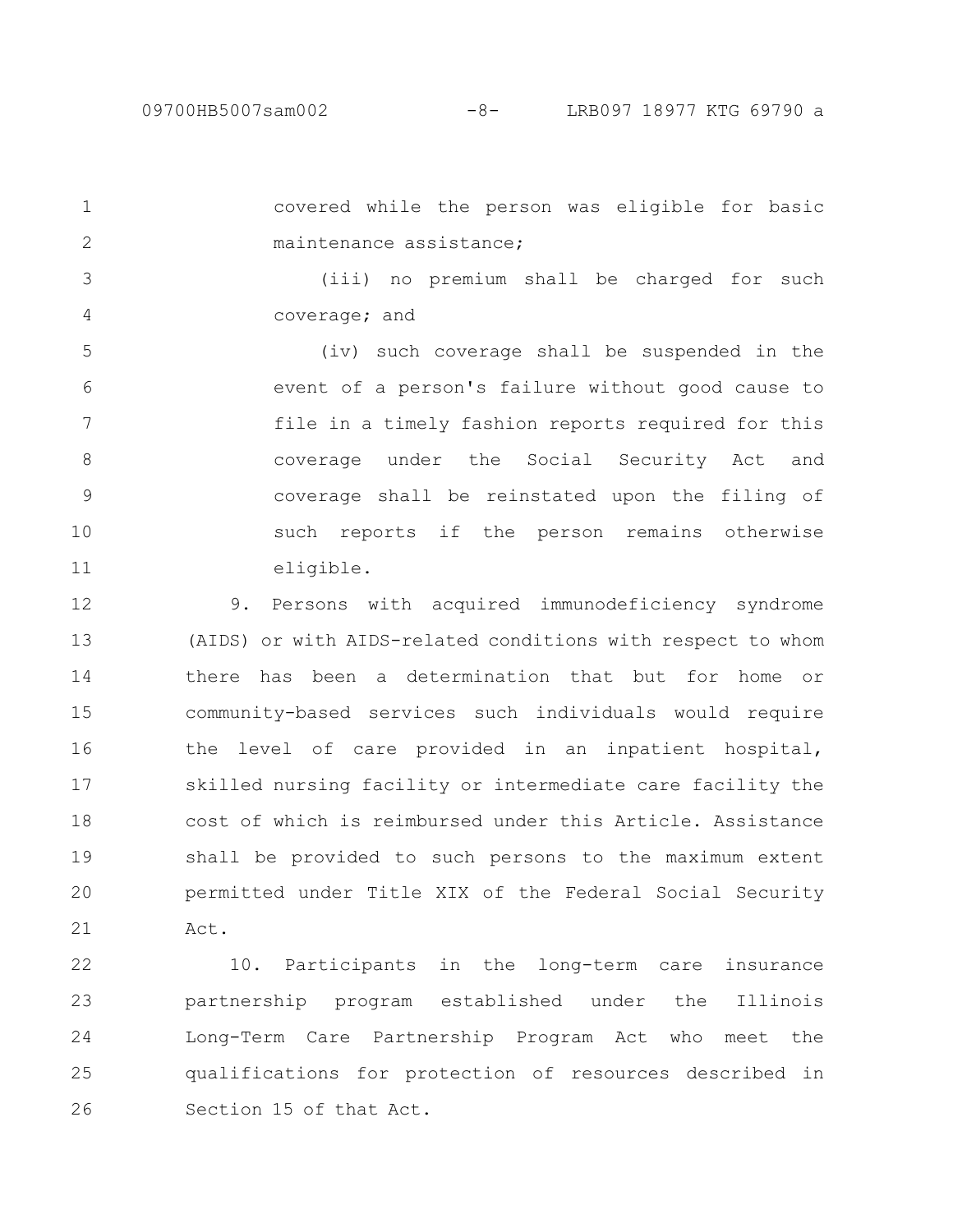covered while the person was eligible for basic maintenance assistance;

(iii) no premium shall be charged for such coverage; and

(iv) such coverage shall be suspended in the event of a person's failure without good cause to file in a timely fashion reports required for this coverage under the Social Security Act and coverage shall be reinstated upon the filing of such reports if the person remains otherwise eligible.

9. Persons with acquired immunodeficiency syndrome (AIDS) or with AIDS-related conditions with respect to whom there has been a determination that but for home or community-based services such individuals would require the level of care provided in an inpatient hospital, skilled nursing facility or intermediate care facility the cost of which is reimbursed under this Article. Assistance shall be provided to such persons to the maximum extent permitted under Title XIX of the Federal Social Security Act.

10. Participants in the long-term care insurance partnership program established under the Illinois Long-Term Care Partnership Program Act who meet the qualifications for protection of resources described in Section 15 of that Act.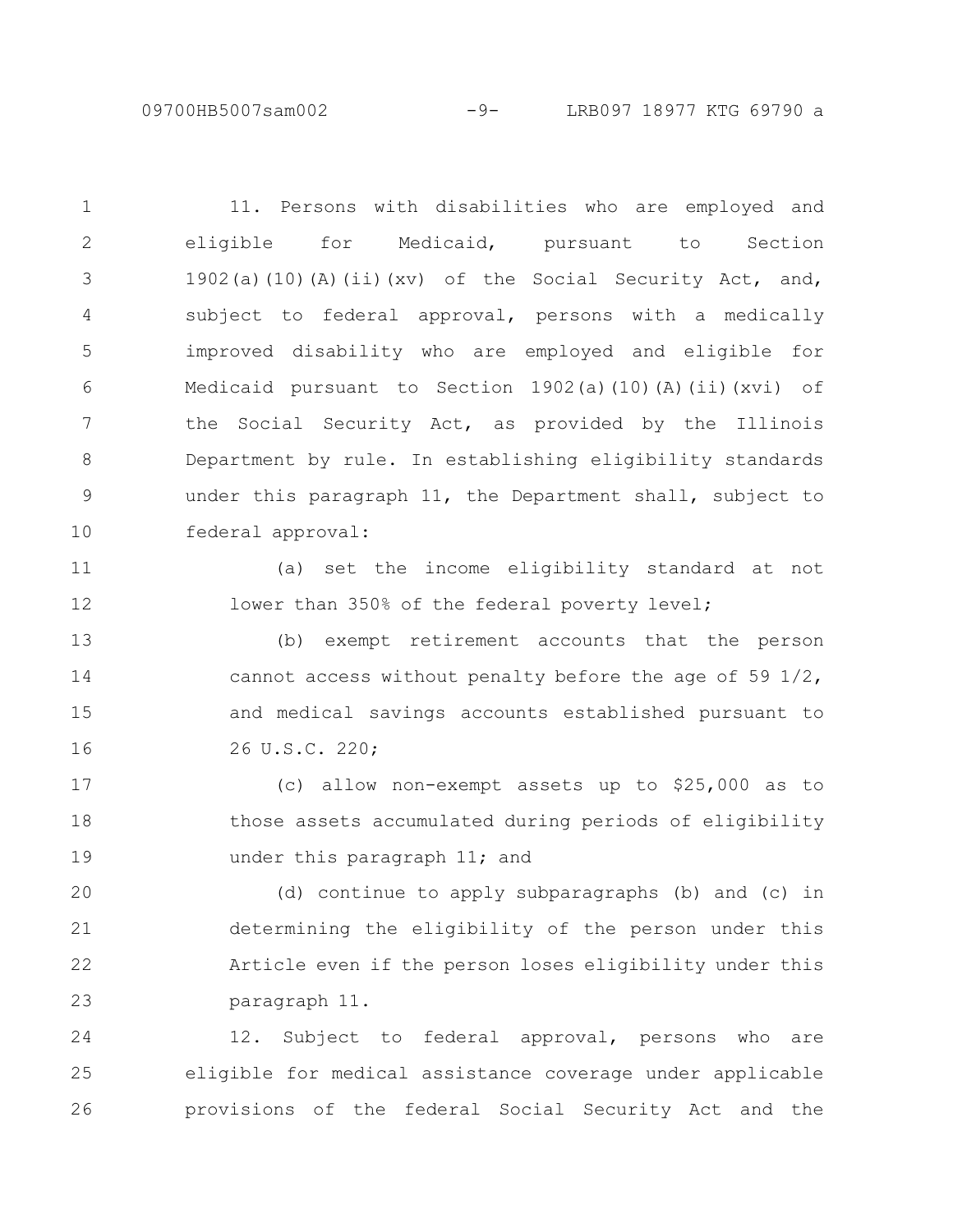11. Persons with disabilities who are employed and eligible for Medicaid, pursuant to Section 1902(a)(10)(A)(ii)(xv) of the Social Security Act, and, subject to federal approval, persons with a medically improved disability who are employed and eligible for Medicaid pursuant to Section 1902(a)(10)(A)(ii)(xvi) of the Social Security Act, as provided by the Illinois Department by rule. In establishing eligibility standards under this paragraph 11, the Department shall, subject to federal approval:

(a) set the income eligibility standard at not lower than 350% of the federal poverty level;

(b) exempt retirement accounts that the person cannot access without penalty before the age of 59 1/2, and medical savings accounts established pursuant to 26 U.S.C. 220;

(c) allow non-exempt assets up to $25,000 as to those assets accumulated during periods of eligibility under this paragraph 11; and

(d) continue to apply subparagraphs (b) and (c) in determining the eligibility of the person under this Article even if the person loses eligibility under this paragraph 11.

12. Subject to federal approval, persons who are eligible for medical assistance coverage under applicable provisions of the federal Social Security Act and the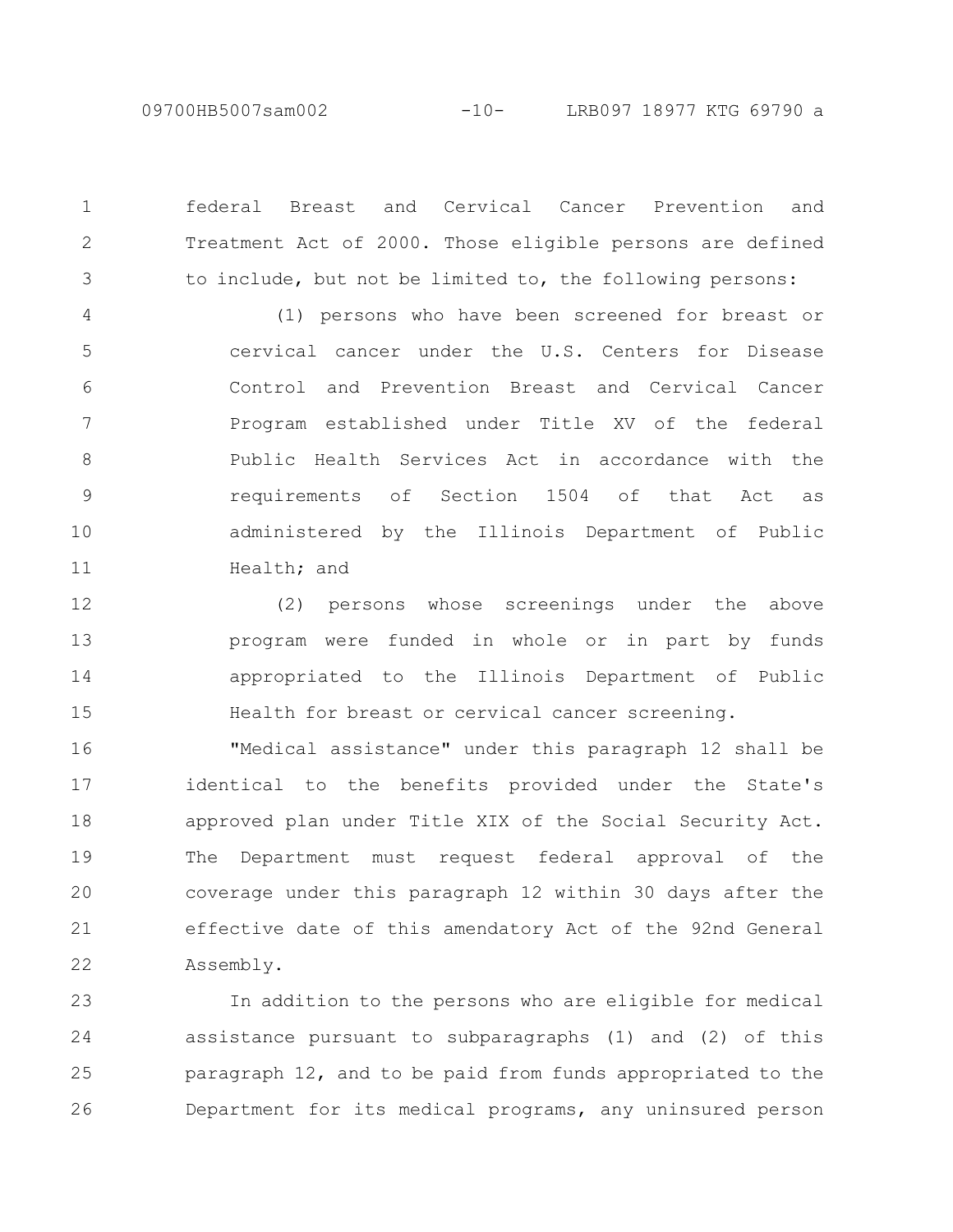federal Breast and Cervical Cancer Prevention and Treatment Act of 2000. Those eligible persons are defined to include, but not be limited to, the following persons:

(1) persons who have been screened for breast or cervical cancer under the U.S. Centers for Disease Control and Prevention Breast and Cervical Cancer Program established under Title XV of the federal Public Health Services Act in accordance with the requirements of Section 1504 of that Act as administered by the Illinois Department of Public Health; and

(2) persons whose screenings under the above program were funded in whole or in part by funds appropriated to the Illinois Department of Public Health for breast or cervical cancer screening.

"Medical assistance" under this paragraph 12 shall be identical to the benefits provided under the State's approved plan under Title XIX of the Social Security Act. The Department must request federal approval of the coverage under this paragraph 12 within 30 days after the effective date of this amendatory Act of the 92nd General Assembly.

In addition to the persons who are eligible for medical assistance pursuant to subparagraphs (1) and (2) of this paragraph 12, and to be paid from funds appropriated to the Department for its medical programs, any uninsured person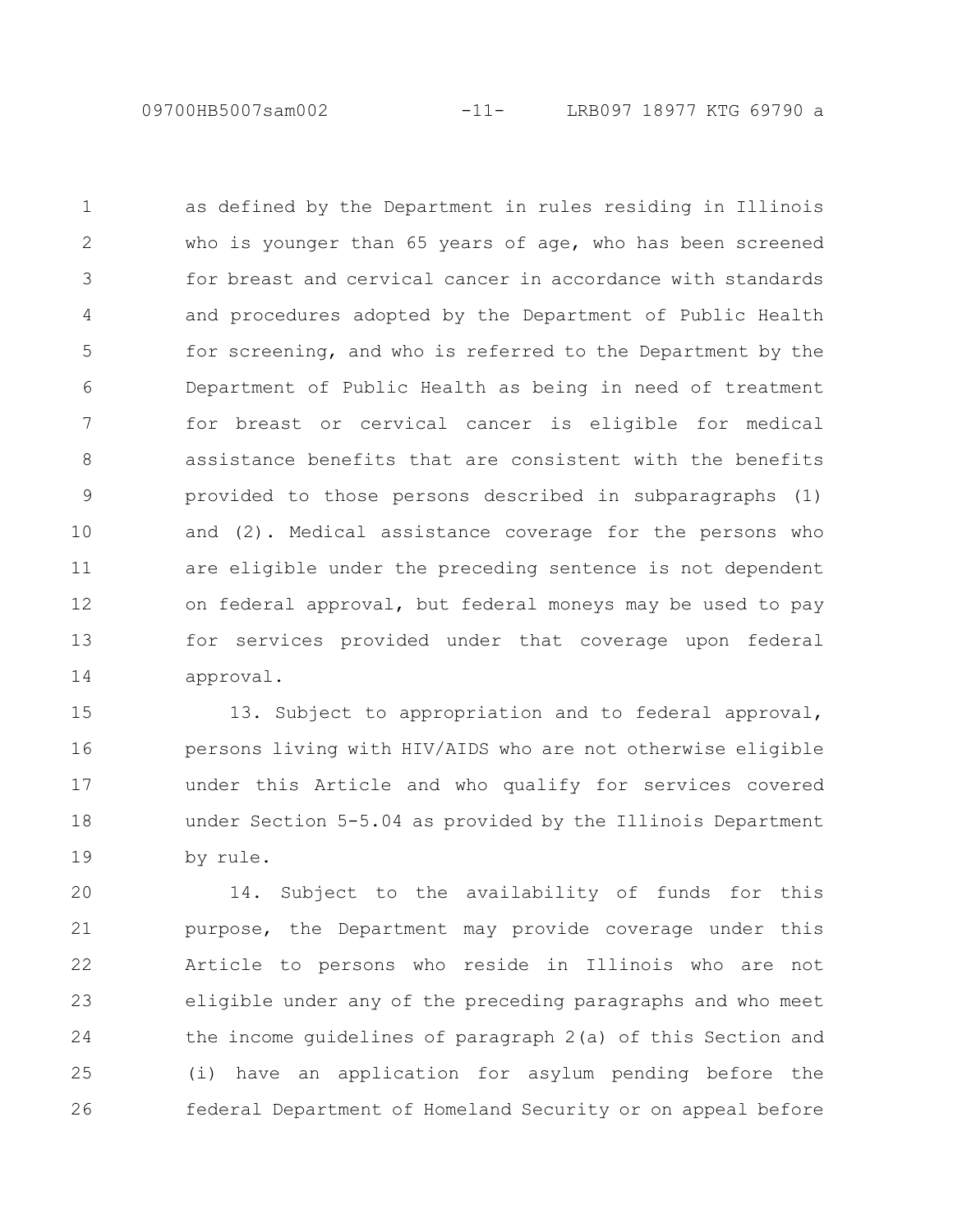as defined by the Department in rules residing in Illinois who is younger than 65 years of age, who has been screened for breast and cervical cancer in accordance with standards and procedures adopted by the Department of Public Health for screening, and who is referred to the Department by the Department of Public Health as being in need of treatment for breast or cervical cancer is eligible for medical assistance benefits that are consistent with the benefits provided to those persons described in subparagraphs (1) and (2). Medical assistance coverage for the persons who are eligible under the preceding sentence is not dependent on federal approval, but federal moneys may be used to pay for services provided under that coverage upon federal approval.

13. Subject to appropriation and to federal approval, persons living with HIV/AIDS who are not otherwise eligible under this Article and who qualify for services covered under Section 5-5.04 as provided by the Illinois Department by rule.

14. Subject to the availability of funds for this purpose, the Department may provide coverage under this Article to persons who reside in Illinois who are not eligible under any of the preceding paragraphs and who meet the income guidelines of paragraph 2(a) of this Section and (i) have an application for asylum pending before the federal Department of Homeland Security or on appeal before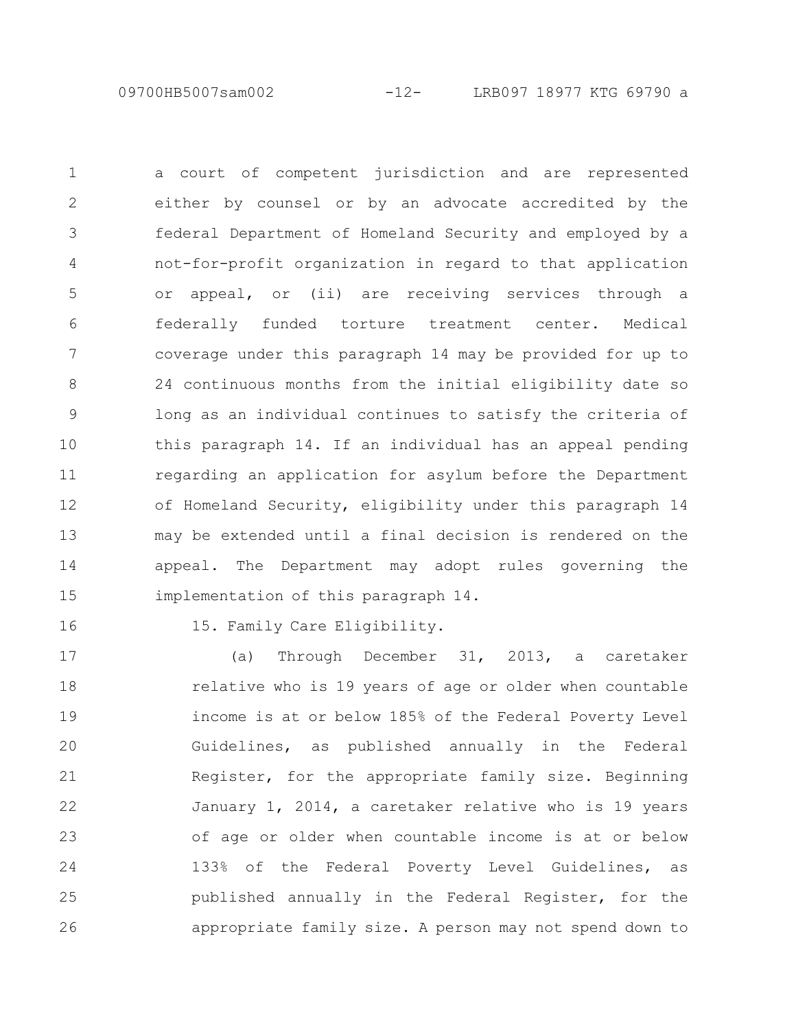a court of competent jurisdiction and are represented either by counsel or by an advocate accredited by the federal Department of Homeland Security and employed by a not-for-profit organization in regard to that application or appeal, or (ii) are receiving services through a federally funded torture treatment center. Medical coverage under this paragraph 14 may be provided for up to 24 continuous months from the initial eligibility date so long as an individual continues to satisfy the criteria of this paragraph 14. If an individual has an appeal pending regarding an application for asylum before the Department of Homeland Security, eligibility under this paragraph 14 may be extended until a final decision is rendered on the appeal. The Department may adopt rules governing the implementation of this paragraph 14.

15. Family Care Eligibility.

(a) Through December 31, 2013, a caretaker relative who is 19 years of age or older when countable income is at or below 185% of the Federal Poverty Level Guidelines, as published annually in the Federal Register, for the appropriate family size. Beginning January 1, 2014, a caretaker relative who is 19 years of age or older when countable income is at or below 133% of the Federal Poverty Level Guidelines, as published annually in the Federal Register, for the appropriate family size. A person may not spend down to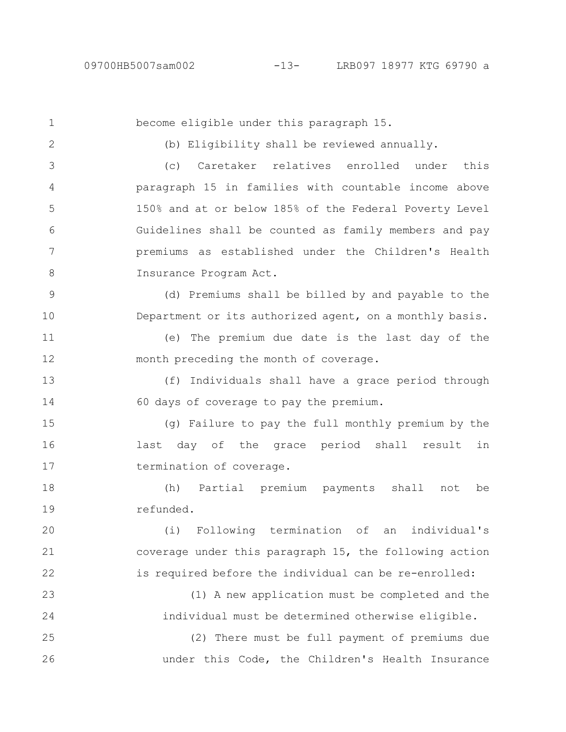become eligible under this paragraph 15.

(b) Eligibility shall be reviewed annually.

(c) Caretaker relatives enrolled under this paragraph 15 in families with countable income above 150% and at or below 185% of the Federal Poverty Level Guidelines shall be counted as family members and pay premiums as established under the Children's Health Insurance Program Act.

(d) Premiums shall be billed by and payable to the Department or its authorized agent, on a monthly basis.

(e) The premium due date is the last day of the month preceding the month of coverage.

(f) Individuals shall have a grace period through 60 days of coverage to pay the premium.

(g) Failure to pay the full monthly premium by the last day of the grace period shall result in termination of coverage.

(h) Partial premium payments shall not be refunded.

(i) Following termination of an individual's coverage under this paragraph 15, the following action is required before the individual can be re-enrolled:

(1) A new application must be completed and the individual must be determined otherwise eligible.

(2) There must be full payment of premiums due under this Code, the Children's Health Insurance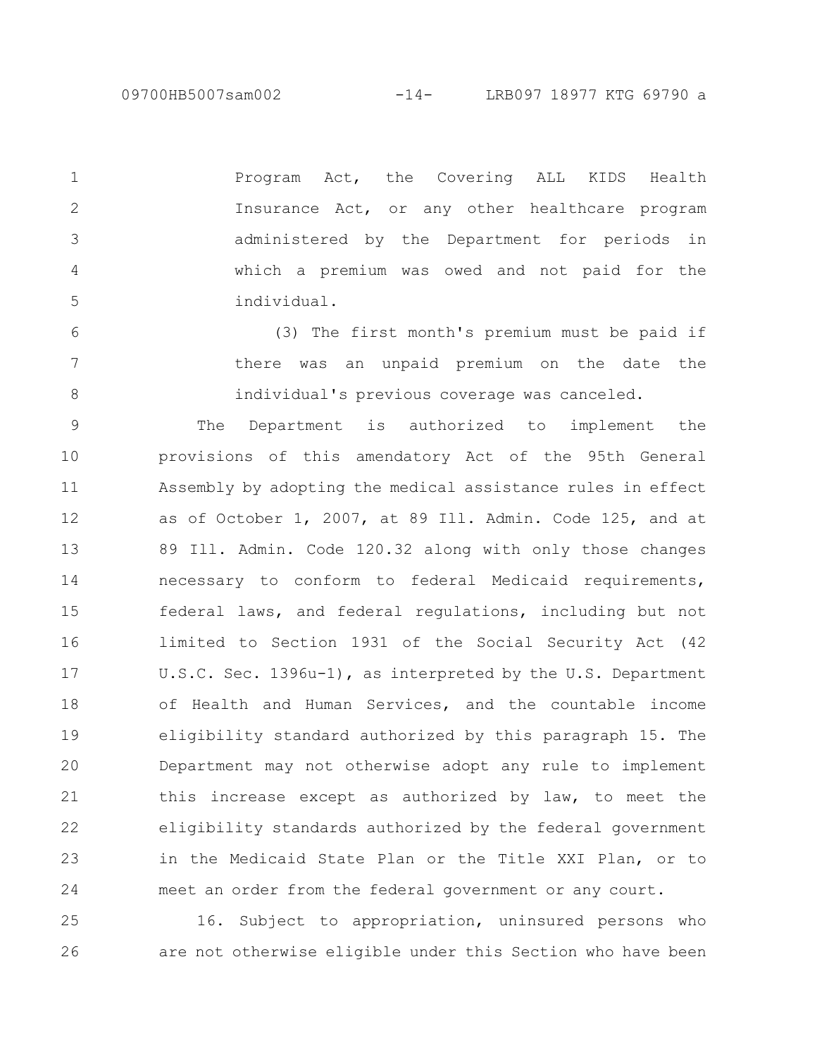Program Act, the Covering ALL KIDS Health Insurance Act, or any other healthcare program administered by the Department for periods in which a premium was owed and not paid for the individual.

(3) The first month's premium must be paid if there was an unpaid premium on the date the individual's previous coverage was canceled.

The Department is authorized to implement the provisions of this amendatory Act of the 95th General Assembly by adopting the medical assistance rules in effect as of October 1, 2007, at 89 Ill. Admin. Code 125, and at 89 Ill. Admin. Code 120.32 along with only those changes necessary to conform to federal Medicaid requirements, federal laws, and federal regulations, including but not limited to Section 1931 of the Social Security Act (42 U.S.C. Sec. 1396u-1), as interpreted by the U.S. Department of Health and Human Services, and the countable income eligibility standard authorized by this paragraph 15. The Department may not otherwise adopt any rule to implement this increase except as authorized by law, to meet the eligibility standards authorized by the federal government in the Medicaid State Plan or the Title XXI Plan, or to meet an order from the federal government or any court.

16. Subject to appropriation, uninsured persons who are not otherwise eligible under this Section who have been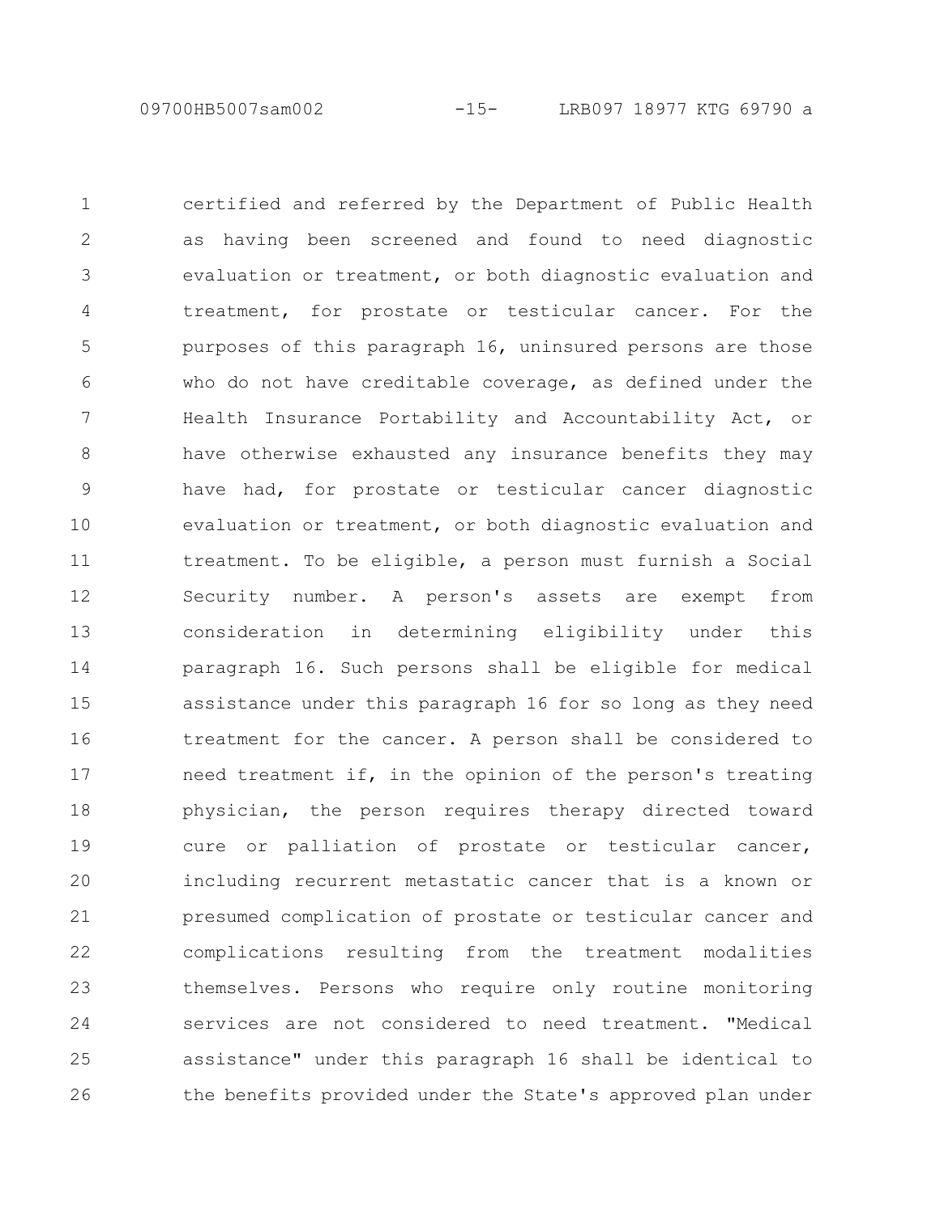certified and referred by the Department of Public Health as having been screened and found to need diagnostic evaluation or treatment, or both diagnostic evaluation and treatment, for prostate or testicular cancer. For the purposes of this paragraph 16, uninsured persons are those who do not have creditable coverage, as defined under the Health Insurance Portability and Accountability Act, or have otherwise exhausted any insurance benefits they may have had, for prostate or testicular cancer diagnostic evaluation or treatment, or both diagnostic evaluation and treatment. To be eligible, a person must furnish a Social Security number. A person's assets are exempt from consideration in determining eligibility under this paragraph 16. Such persons shall be eligible for medical assistance under this paragraph 16 for so long as they need treatment for the cancer. A person shall be considered to need treatment if, in the opinion of the person's treating physician, the person requires therapy directed toward cure or palliation of prostate or testicular cancer, including recurrent metastatic cancer that is a known or presumed complication of prostate or testicular cancer and complications resulting from the treatment modalities themselves. Persons who require only routine monitoring services are not considered to need treatment. "Medical assistance" under this paragraph 16 shall be identical to the benefits provided under the State's approved plan under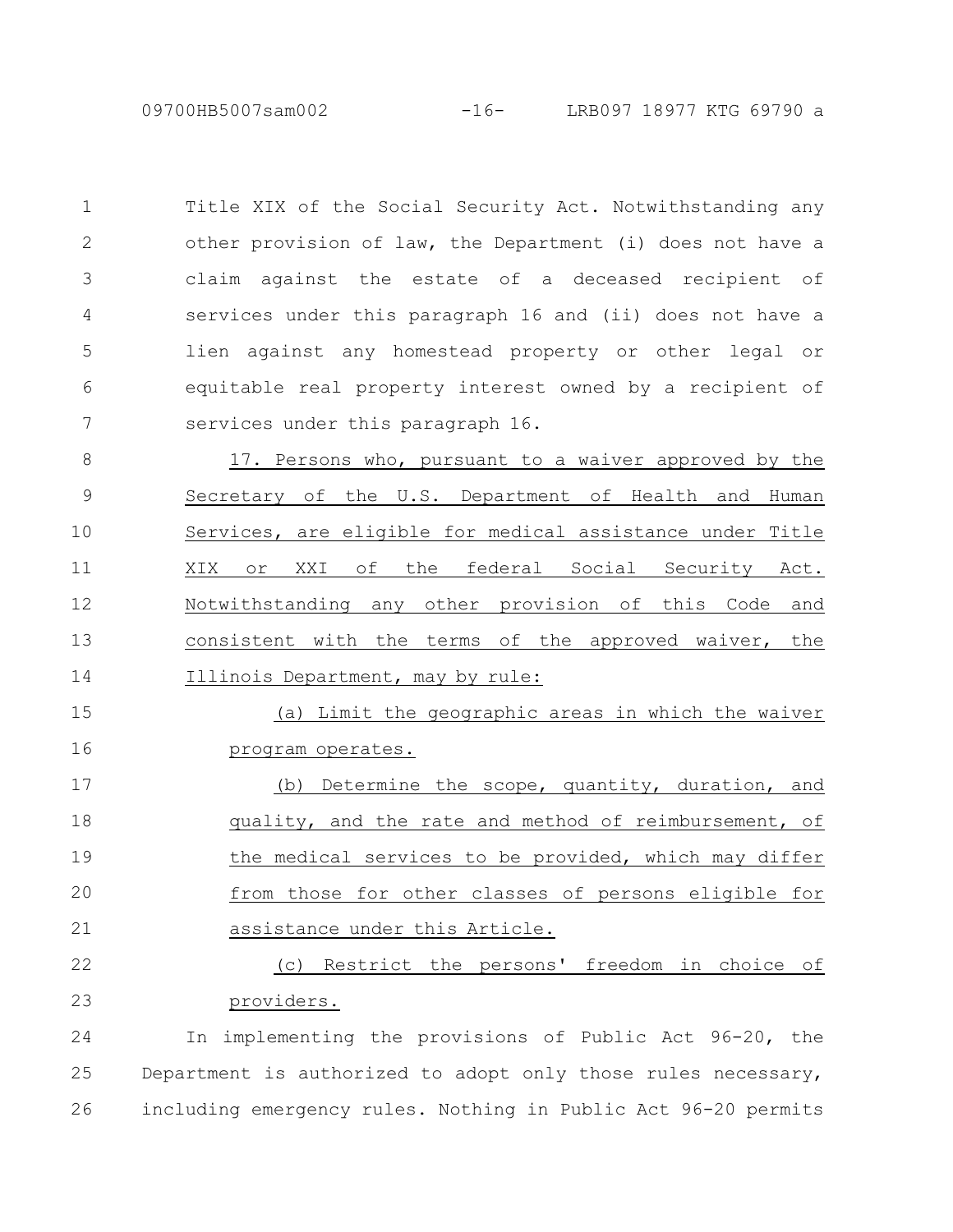Title XIX of the Social Security Act. Notwithstanding any other provision of law, the Department (i) does not have a claim against the estate of a deceased recipient of services under this paragraph 16 and (ii) does not have a lien against any homestead property or other legal or equitable real property interest owned by a recipient of services under this paragraph 16.

17. Persons who, pursuant to a waiver approved by the Secretary of the U.S. Department of Health and Human Services, are eligible for medical assistance under Title XIX or XXI of the federal Social Security Act. Notwithstanding any other provision of this Code and consistent with the terms of the approved waiver, the Illinois Department, may by rule:

(a) Limit the geographic areas in which the waiver program operates.

(b) Determine the scope, quantity, duration, and quality, and the rate and method of reimbursement, of the medical services to be provided, which may differ from those for other classes of persons eligible for assistance under this Article.

(c) Restrict the persons' freedom in choice of providers.

In implementing the provisions of Public Act 96-20, the Department is authorized to adopt only those rules necessary, including emergency rules. Nothing in Public Act 96-20 permits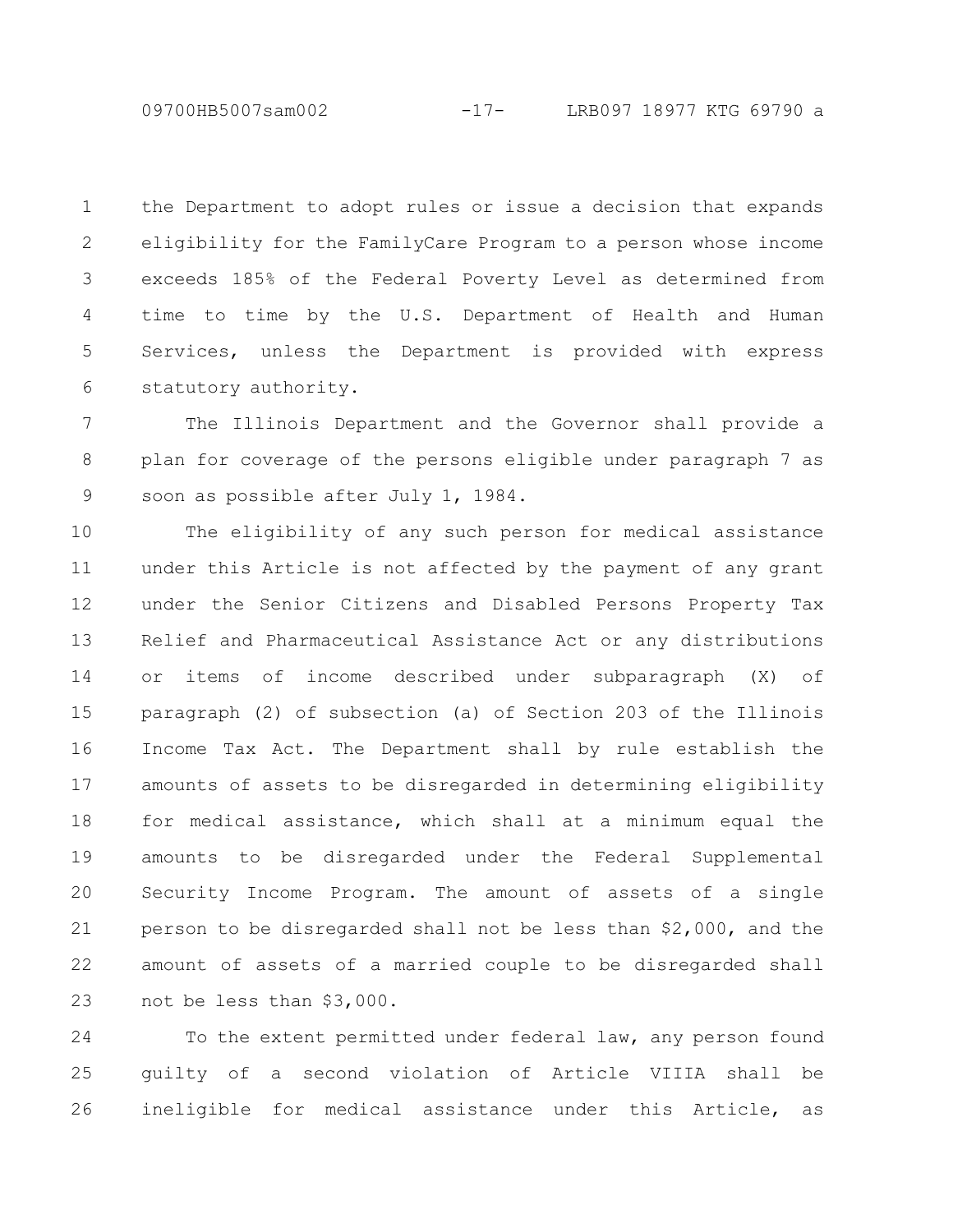the Department to adopt rules or issue a decision that expands eligibility for the FamilyCare Program to a person whose income exceeds 185% of the Federal Poverty Level as determined from time to time by the U.S. Department of Health and Human Services, unless the Department is provided with express statutory authority.

The Illinois Department and the Governor shall provide a plan for coverage of the persons eligible under paragraph 7 as soon as possible after July 1, 1984.

The eligibility of any such person for medical assistance under this Article is not affected by the payment of any grant under the Senior Citizens and Disabled Persons Property Tax Relief and Pharmaceutical Assistance Act or any distributions or items of income described under subparagraph (X) of paragraph (2) of subsection (a) of Section 203 of the Illinois Income Tax Act. The Department shall by rule establish the amounts of assets to be disregarded in determining eligibility for medical assistance, which shall at a minimum equal the amounts to be disregarded under the Federal Supplemental Security Income Program. The amount of assets of a single person to be disregarded shall not be less than $2,000, and the amount of assets of a married couple to be disregarded shall not be less than $3,000.

To the extent permitted under federal law, any person found guilty of a second violation of Article VIIIA shall be ineligible for medical assistance under this Article, as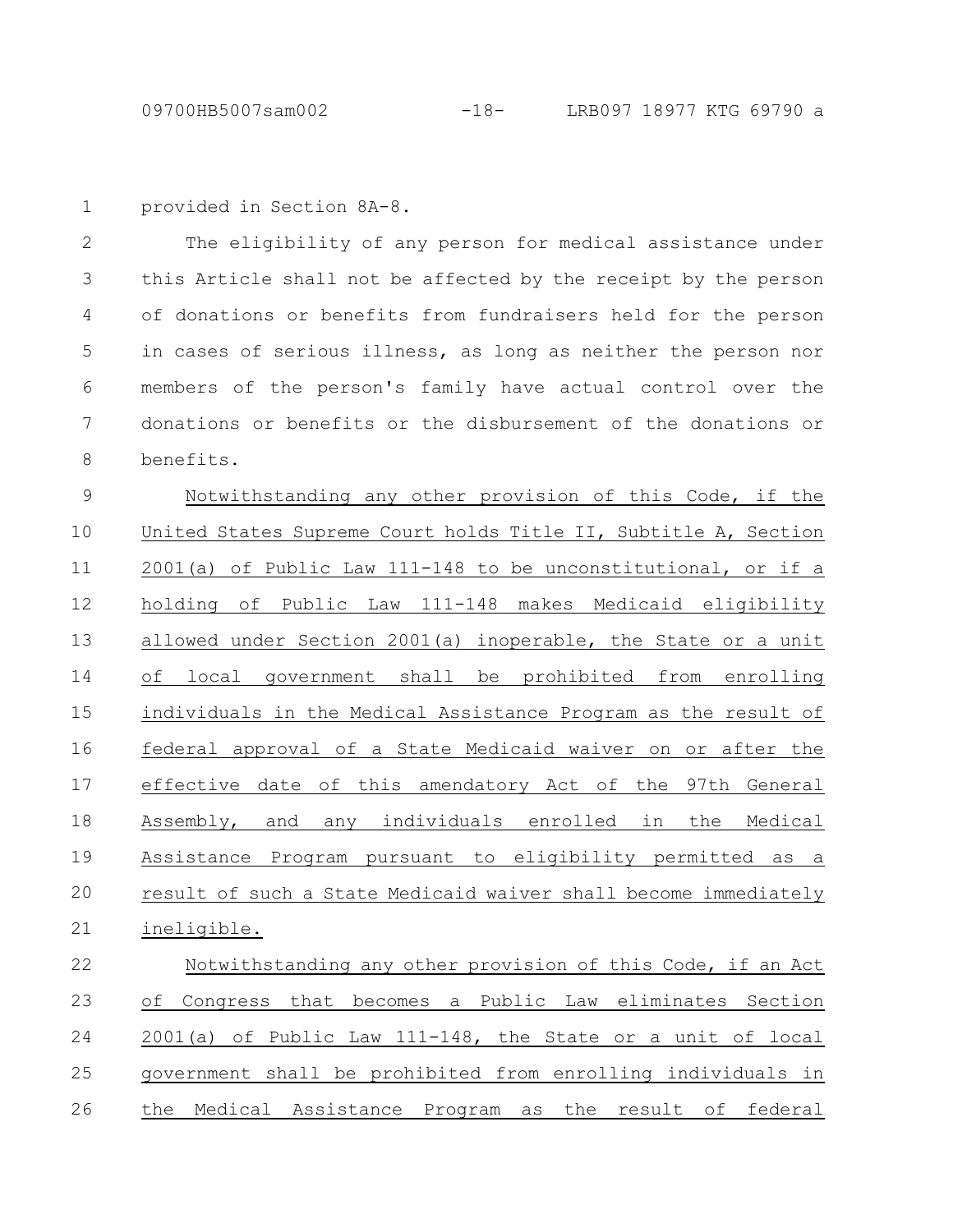provided in Section 8A-8.

The eligibility of any person for medical assistance under this Article shall not be affected by the receipt by the person of donations or benefits from fundraisers held for the person in cases of serious illness, as long as neither the person nor members of the person's family have actual control over the donations or benefits or the disbursement of the donations or benefits.

Notwithstanding any other provision of this Code, if the United States Supreme Court holds Title II, Subtitle A, Section 2001(a) of Public Law 111-148 to be unconstitutional, or if a holding of Public Law 111-148 makes Medicaid eligibility allowed under Section 2001(a) inoperable, the State or a unit of local government shall be prohibited from enrolling individuals in the Medical Assistance Program as the result of federal approval of a State Medicaid waiver on or after the effective date of this amendatory Act of the 97th General Assembly, and any individuals enrolled in the Medical Assistance Program pursuant to eligibility permitted as a result of such a State Medicaid waiver shall become immediately ineligible.

Notwithstanding any other provision of this Code, if an Act of Congress that becomes a Public Law eliminates Section 2001(a) of Public Law 111-148, the State or a unit of local government shall be prohibited from enrolling individuals in the Medical Assistance Program as the result of federal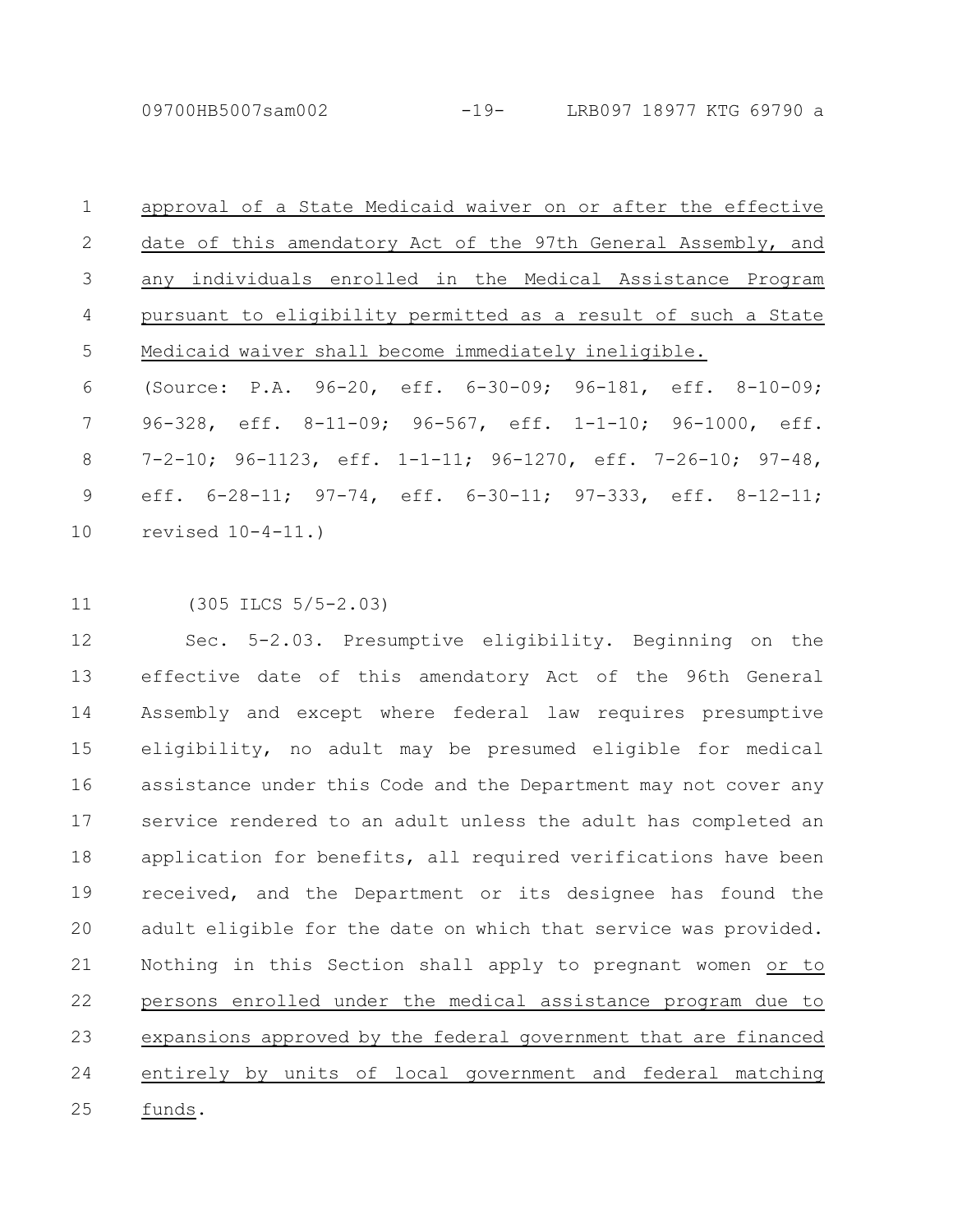approval of a State Medicaid waiver on or after the effective date of this amendatory Act of the 97th General Assembly, and any individuals enrolled in the Medical Assistance Program pursuant to eligibility permitted as a result of such a State Medicaid waiver shall become immediately ineligible.

(Source: P.A. 96-20, eff. 6-30-09; 96-181, eff. 8-10-09; 96-328, eff. 8-11-09; 96-567, eff. 1-1-10; 96-1000, eff. 7-2-10; 96-1123, eff. 1-1-11; 96-1270, eff. 7-26-10; 97-48, eff. 6-28-11; 97-74, eff. 6-30-11; 97-333, eff. 8-12-11; revised 10-4-11.)

(305 ILCS 5/5-2.03)

Sec. 5-2.03. Presumptive eligibility. Beginning on the effective date of this amendatory Act of the 96th General Assembly and except where federal law requires presumptive eligibility, no adult may be presumed eligible for medical assistance under this Code and the Department may not cover any service rendered to an adult unless the adult has completed an application for benefits, all required verifications have been received, and the Department or its designee has found the adult eligible for the date on which that service was provided. Nothing in this Section shall apply to pregnant women or to persons enrolled under the medical assistance program due to expansions approved by the federal government that are financed entirely by units of local government and federal matching funds.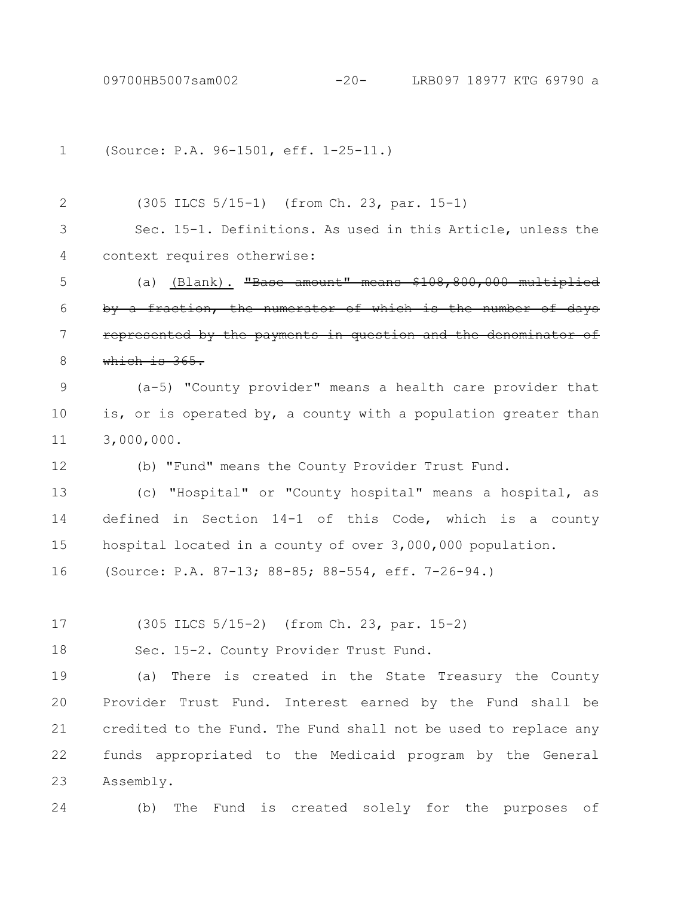(Source: P.A. 96-1501, eff. 1-25-11.)

(305 ILCS 5/15-1) (from Ch. 23, par. 15-1)

Sec. 15-1. Definitions. As used in this Article, unless the context requires otherwise:

(a) (Blank). ~~"Base amount" means $108,800,000 multiplied by a fraction, the numerator of which is the number of days represented by the payments in question and the denominator of which is 365.~~

(a-5) "County provider" means a health care provider that is, or is operated by, a county with a population greater than 3,000,000.

(b) "Fund" means the County Provider Trust Fund.

(c) "Hospital" or "County hospital" means a hospital, as defined in Section 14-1 of this Code, which is a county hospital located in a county of over 3,000,000 population.

(Source: P.A. 87-13; 88-85; 88-554, eff. 7-26-94.)

(305 ILCS 5/15-2) (from Ch. 23, par. 15-2)

Sec. 15-2. County Provider Trust Fund.

(a) There is created in the State Treasury the County Provider Trust Fund. Interest earned by the Fund shall be credited to the Fund. The Fund shall not be used to replace any funds appropriated to the Medicaid program by the General Assembly.

(b) The Fund is created solely for the purposes of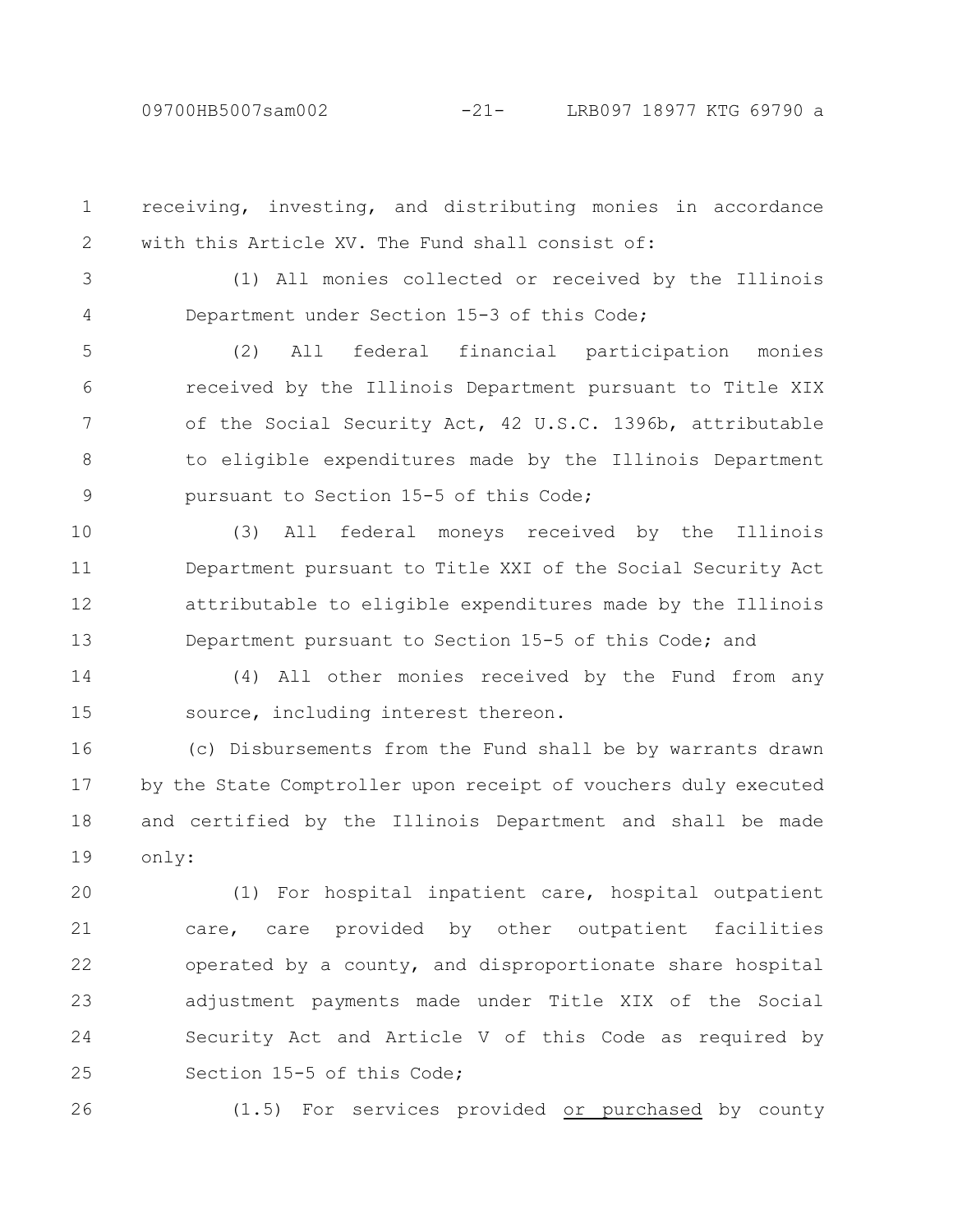receiving, investing, and distributing monies in accordance with this Article XV. The Fund shall consist of:

(1) All monies collected or received by the Illinois Department under Section 15-3 of this Code;

(2) All federal financial participation monies received by the Illinois Department pursuant to Title XIX of the Social Security Act, 42 U.S.C. 1396b, attributable to eligible expenditures made by the Illinois Department pursuant to Section 15-5 of this Code;

(3) All federal moneys received by the Illinois Department pursuant to Title XXI of the Social Security Act attributable to eligible expenditures made by the Illinois Department pursuant to Section 15-5 of this Code; and

(4) All other monies received by the Fund from any source, including interest thereon.

(c) Disbursements from the Fund shall be by warrants drawn by the State Comptroller upon receipt of vouchers duly executed and certified by the Illinois Department and shall be made only:

(1) For hospital inpatient care, hospital outpatient care, care provided by other outpatient facilities operated by a county, and disproportionate share hospital adjustment payments made under Title XIX of the Social Security Act and Article V of this Code as required by Section 15-5 of this Code;

(1.5) For services provided <u>or purchased</u> by county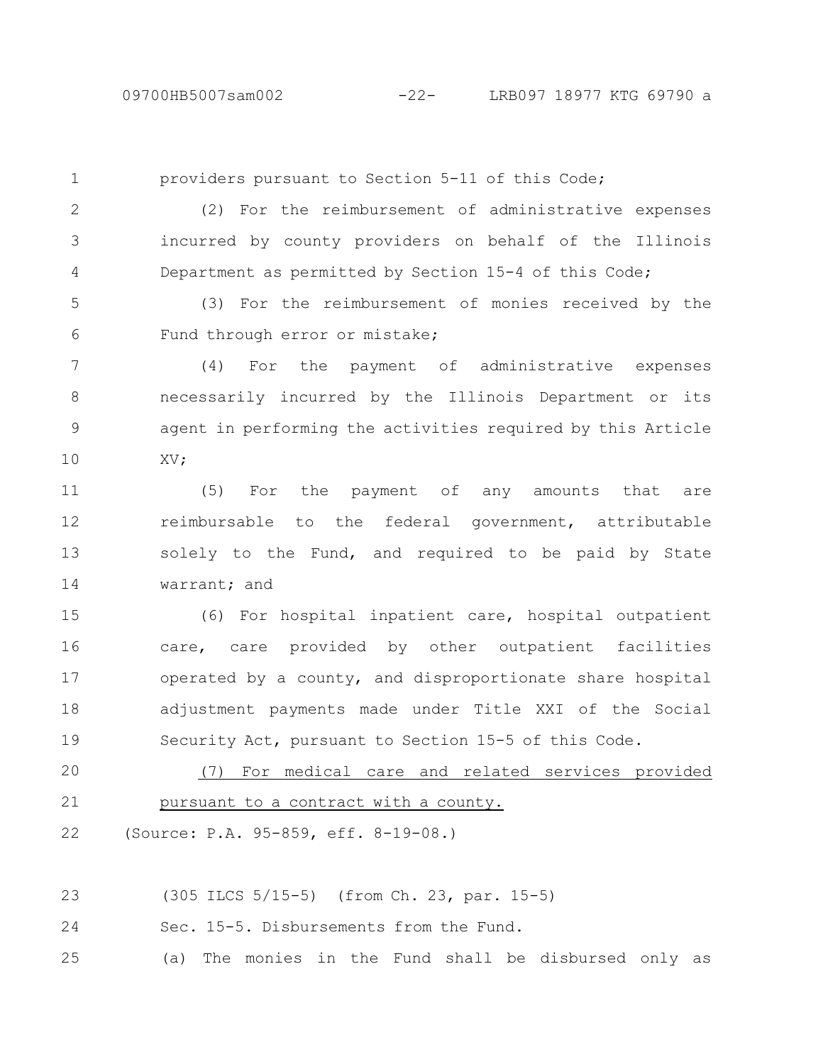providers pursuant to Section 5-11 of this Code;

(2) For the reimbursement of administrative expenses incurred by county providers on behalf of the Illinois Department as permitted by Section 15-4 of this Code;

(3) For the reimbursement of monies received by the Fund through error or mistake;

(4) For the payment of administrative expenses necessarily incurred by the Illinois Department or its agent in performing the activities required by this Article XV;

(5) For the payment of any amounts that are reimbursable to the federal government, attributable solely to the Fund, and required to be paid by State warrant; and

(6) For hospital inpatient care, hospital outpatient care, care provided by other outpatient facilities operated by a county, and disproportionate share hospital adjustment payments made under Title XXI of the Social Security Act, pursuant to Section 15-5 of this Code.

(7) For medical care and related services provided pursuant to a contract with a county.

(Source: P.A. 95-859, eff. 8-19-08.)

(305 ILCS 5/15-5) (from Ch. 23, par. 15-5)

Sec. 15-5. Disbursements from the Fund.

(a) The monies in the Fund shall be disbursed only as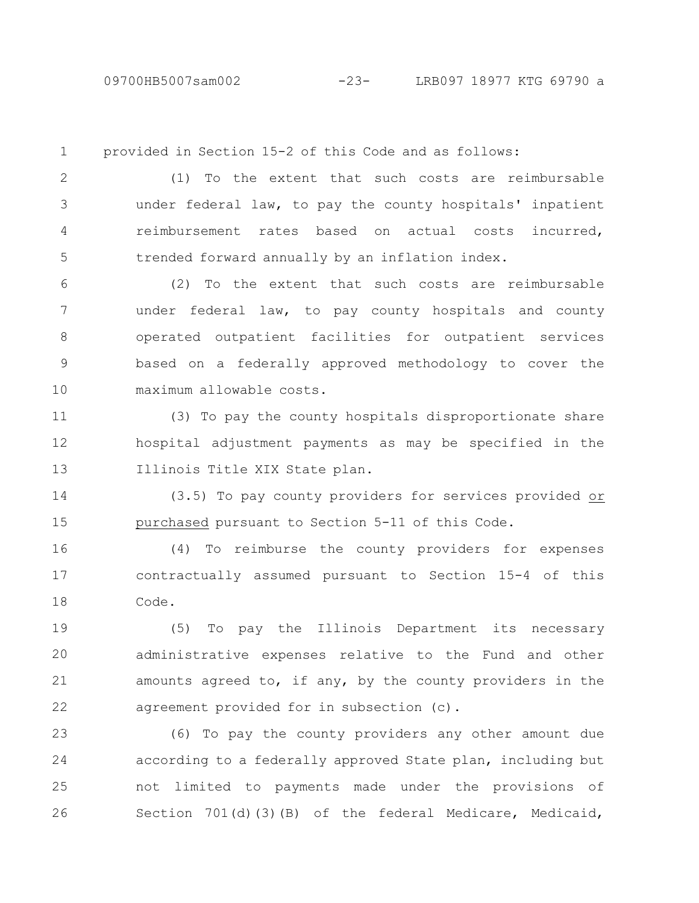provided in Section 15-2 of this Code and as follows:

(1) To the extent that such costs are reimbursable under federal law, to pay the county hospitals' inpatient reimbursement rates based on actual costs incurred, trended forward annually by an inflation index.

(2) To the extent that such costs are reimbursable under federal law, to pay county hospitals and county operated outpatient facilities for outpatient services based on a federally approved methodology to cover the maximum allowable costs.

(3) To pay the county hospitals disproportionate share hospital adjustment payments as may be specified in the Illinois Title XIX State plan.

(3.5) To pay county providers for services provided <u>or purchased</u> pursuant to Section 5-11 of this Code.

(4) To reimburse the county providers for expenses contractually assumed pursuant to Section 15-4 of this Code.

(5) To pay the Illinois Department its necessary administrative expenses relative to the Fund and other amounts agreed to, if any, by the county providers in the agreement provided for in subsection (c).

(6) To pay the county providers any other amount due according to a federally approved State plan, including but not limited to payments made under the provisions of Section 701(d)(3)(B) of the federal Medicare, Medicaid,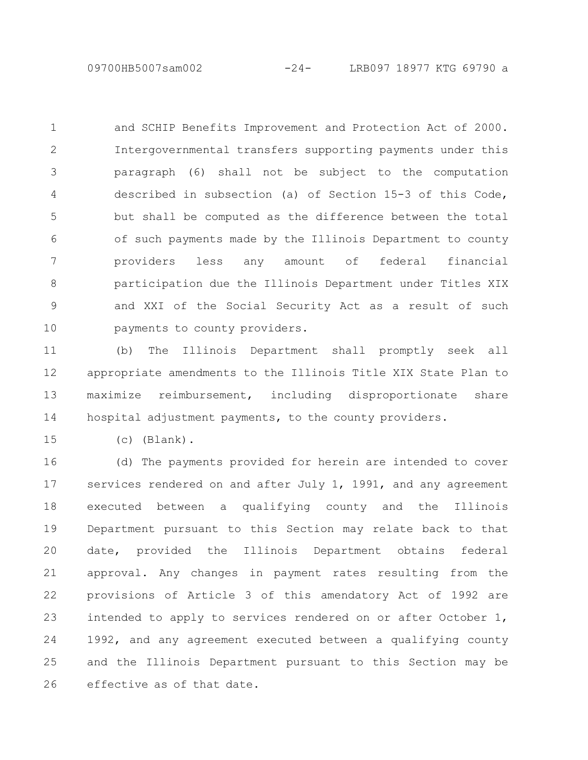and SCHIP Benefits Improvement and Protection Act of 2000. Intergovernmental transfers supporting payments under this paragraph (6) shall not be subject to the computation described in subsection (a) of Section 15-3 of this Code, but shall be computed as the difference between the total of such payments made by the Illinois Department to county providers less any amount of federal financial participation due the Illinois Department under Titles XIX and XXI of the Social Security Act as a result of such payments to county providers.

(b) The Illinois Department shall promptly seek all appropriate amendments to the Illinois Title XIX State Plan to maximize reimbursement, including disproportionate share hospital adjustment payments, to the county providers.

(c) (Blank).

(d) The payments provided for herein are intended to cover services rendered on and after July 1, 1991, and any agreement executed between a qualifying county and the Illinois Department pursuant to this Section may relate back to that date, provided the Illinois Department obtains federal approval. Any changes in payment rates resulting from the provisions of Article 3 of this amendatory Act of 1992 are intended to apply to services rendered on or after October 1, 1992, and any agreement executed between a qualifying county and the Illinois Department pursuant to this Section may be effective as of that date.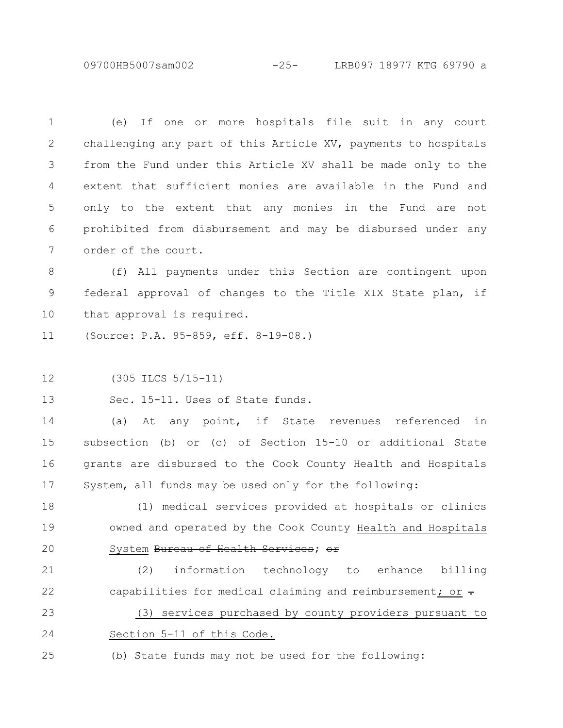(e) If one or more hospitals file suit in any court challenging any part of this Article XV, payments to hospitals from the Fund under this Article XV shall be made only to the extent that sufficient monies are available in the Fund and only to the extent that any monies in the Fund are not prohibited from disbursement and may be disbursed under any order of the court.

(f) All payments under this Section are contingent upon federal approval of changes to the Title XIX State plan, if that approval is required.

(Source: P.A. 95-859, eff. 8-19-08.)

(305 ILCS 5/15-11)

Sec. 15-11. Uses of State funds.

(a) At any point, if State revenues referenced in subsection (b) or (c) of Section 15-10 or additional State grants are disbursed to the Cook County Health and Hospitals System, all funds may be used only for the following:

(1) medical services provided at hospitals or clinics owned and operated by the Cook County Health and Hospitals System ~~Bureau of Health Services~~; ~~or~~

(2) information technology to enhance billing capabilities for medical claiming and reimbursement; or ~~.~~

(3) services purchased by county providers pursuant to Section 5-11 of this Code.

(b) State funds may not be used for the following: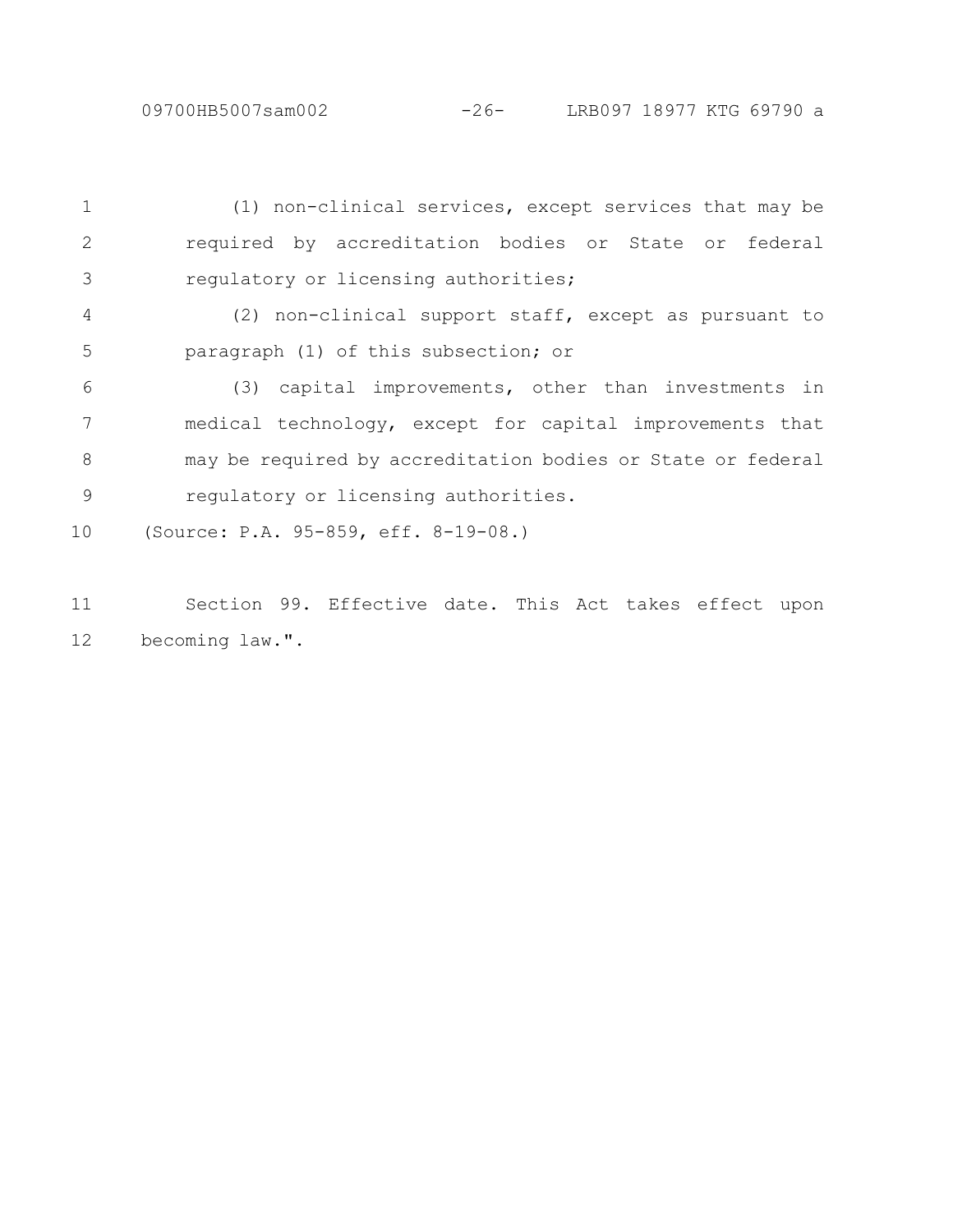(1) non-clinical services, except services that may be required by accreditation bodies or State or federal regulatory or licensing authorities;

(2) non-clinical support staff, except as pursuant to paragraph (1) of this subsection; or

(3) capital improvements, other than investments in medical technology, except for capital improvements that may be required by accreditation bodies or State or federal regulatory or licensing authorities.

(Source: P.A. 95-859, eff. 8-19-08.)

Section 99. Effective date. This Act takes effect upon becoming law.".